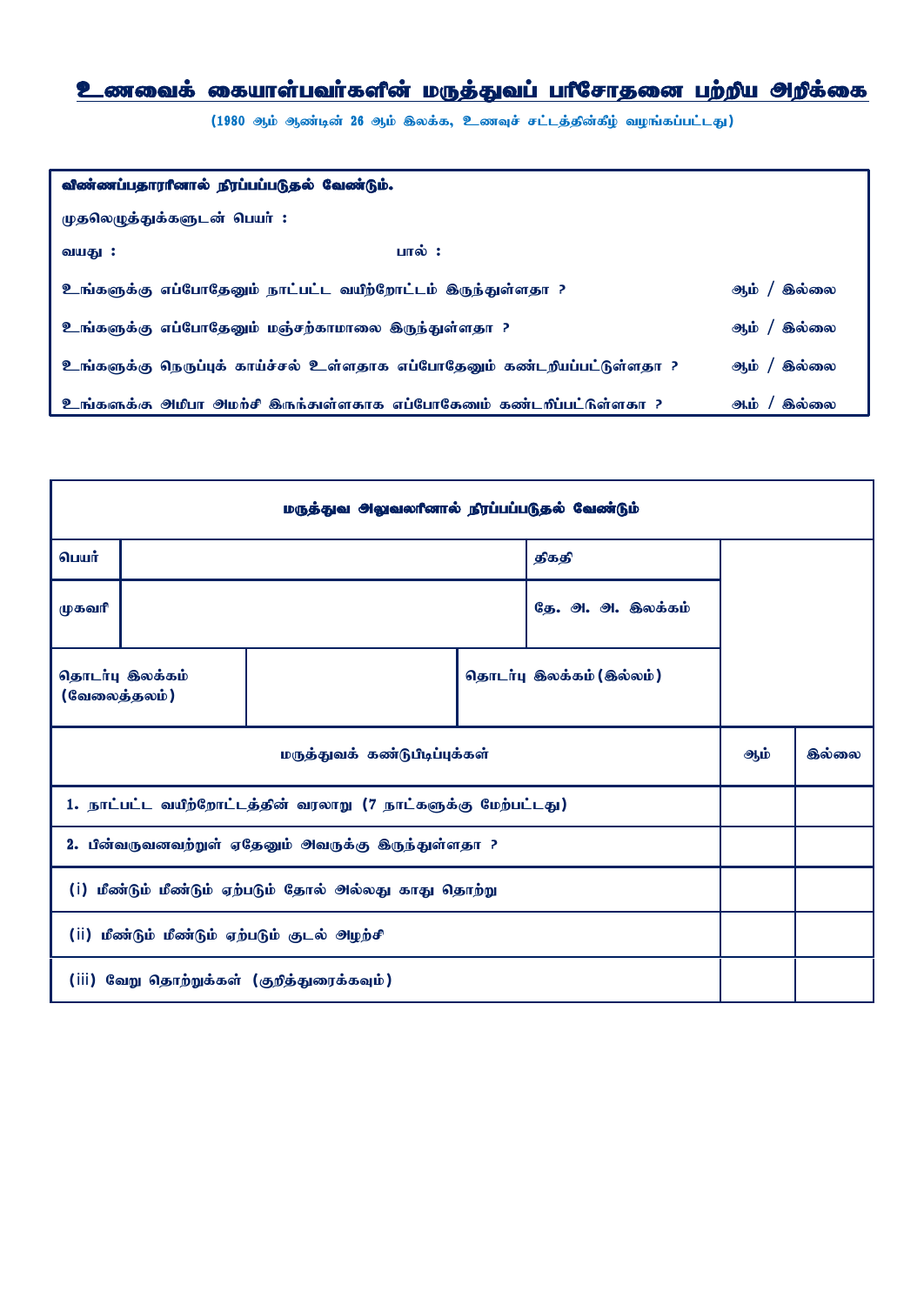# உணவைக் கையாள்பவர்களின் மருத்துவப் பரிசோதனை பற்றிய அறிக்கை

(1980 ஆம் ஆண்டின் 26 ஆம் இலக்க, உணவுச் சட்டத்தின்கீழ் வழங்கப்பட்டது)

| விண்ணப்பதாரரினால் நிரப்பப்படுதல் வேண்டும். | | |
|---|---|---|
| முதலெழுத்துக்களுடன் பெயர் : | | |
| வயது : | பால் : | |
| உங்களுக்கு எப்போதேனும் நாட்பட்ட வயிற்றோட்டம் இருந்துள்ளதா ? | | ஆம் / இல்லை |
| உங்களுக்கு எப்போதேனும் மஞ்சற்காமாலை இருந்துள்ளதா ? | | ஆம் / இல்லை |
| உங்களுக்கு நெருப்புக் காய்ச்சல் உள்ளதாக எப்போதேனும் கண்டறியப்பட்டுள்ளதா ? | | ஆம் / இல்லை |
| உங்களுக்கு அமீபா அமர்சி இருந்துள்ளதாக எப்போதேனும் கண்டறிப்பட்டுள்ளதா ? | | ஆம் / இல்லை |

| மருத்துவ அலுவலரினால் நிரப்பப்படுதல் வேண்டும் | | | | | |
|---|---|---|---|---|---|
| பெயர் | | | திகதி | | |
| முகவரி | | | தே. அ. அ. இலக்கம் | | |
| தொடர்பு இலக்கம் (வேலைத்தலம்) | | தொடர்பு இலக்கம் (இல்லம்) | | | |
| மருத்துவக் கண்டுபிடிப்புக்கள் | | | | ஆம் | இல்லை |
| 1. நாட்பட்ட வயிற்றோட்டத்தின் வரலாறு (7 நாட்களுக்கு மேற்பட்டது) | | | | | |
| 2. பின்வருவனவற்றுள் ஏதேனும் அவருக்கு இருந்துள்ளதா ? | | | | | |
| (i) மீண்டும் மீண்டும் ஏற்படும் தோல் அல்லது காது தொற்று | | | | | |
| (ii) மீண்டும் மீண்டும் ஏற்படும் குடல் அழற்சி | | | | | |
| (iii) வேறு தொற்றுக்கள் (குறித்துரைக்கவும்) | | | | | |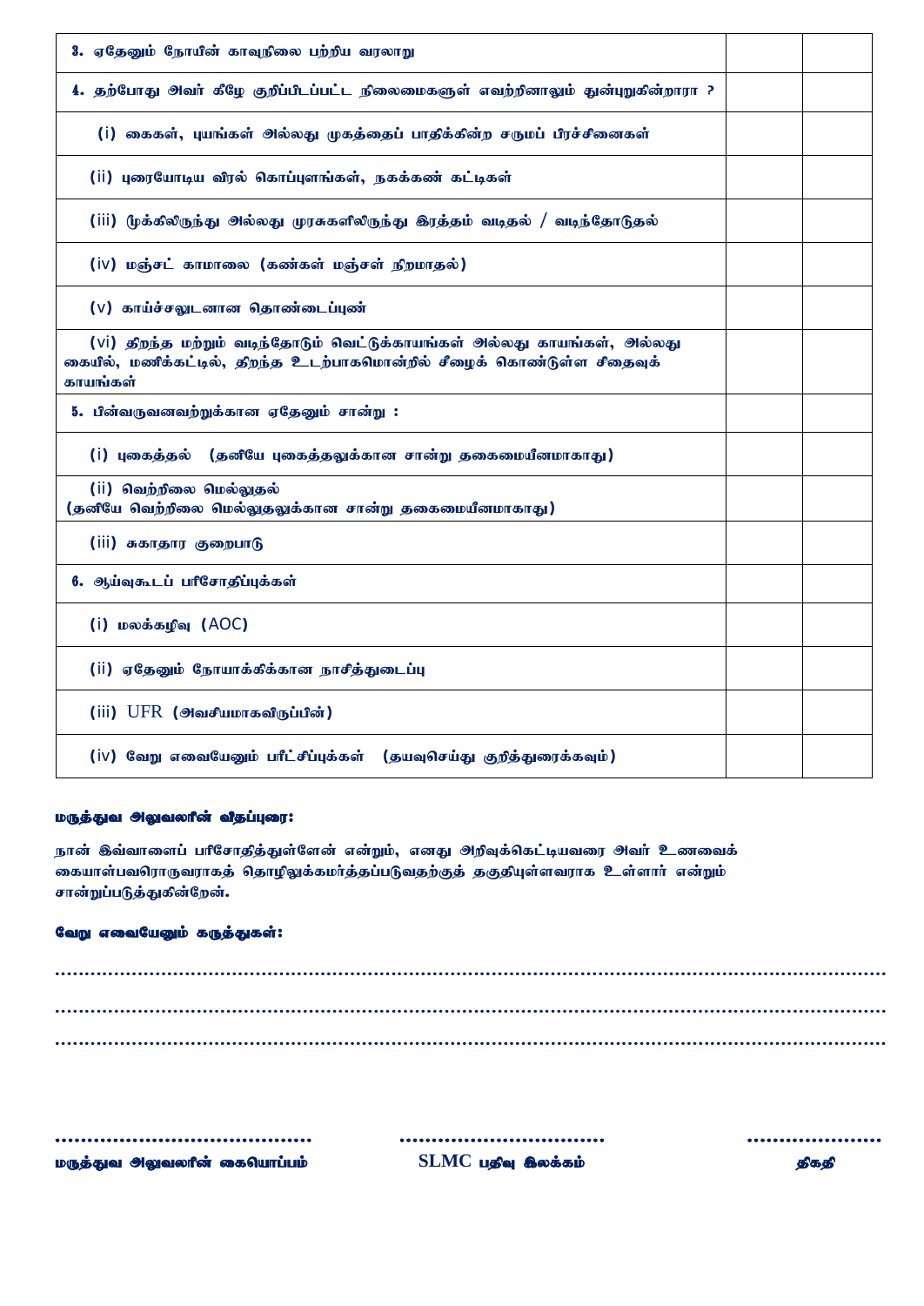| | | |
|---|---|---|
| **3. ஏதேனும் நோயின் காவுநிலை பற்றிய வரலாறு** | | |
| **4. தற்போது அவர் கீழே குறிப்பிடப்பட்ட நிலைமைகளுள் எவற்றினாலும் துன்புறுகின்றாரா ?** | | |
| (i) கைகள், புயங்கள் அல்லது முகத்தைப் பாதிக்கின்ற சருமப் பிரச்சினைகள் | | |
| (ii) புரையோடிய விரல் கொப்புளங்கள், நகக்கண் கட்டிகள் | | |
| (iii) மூக்கிலிருந்து அல்லது முரசுகளிலிருந்து இரத்தம் வடிதல் / வடிந்தோடுதல் | | |
| (iv) மஞ்சட் காமாலை (கண்கள் மஞ்சள் நிறமாதல்) | | |
| (v) காய்ச்சலுடனான தொண்டைப்புண் | | |
| (vi) திறந்த மற்றும் வடிந்தோடும் வெட்டுக்காயங்கள் அல்லது காயங்கள், அல்லது கையில், மணிக்கட்டில், திறந்த உடற்பாகமொன்றில் சீழைக் கொண்டுள்ள சிதைவுக் காயங்கள் | | |
| **5. பின்வருவனவற்றுக்கான ஏதேனும் சான்று :** | | |
| (i) புகைத்தல் (தனியே புகைத்தலுக்கான சான்று தகைமையீனமாகாது) | | |
| (ii) வெற்றிலை மெல்லுதல் (தனியே வெற்றிலை மெல்லுதலுக்கான சான்று தகைமையீனமாகாது) | | |
| (iii) சுகாதார குறைபாடு | | |
| **6. ஆய்வுகூடப் பரிசோதிப்புக்கள்** | | |
| (i) மலக்கழிவு (AOC) | | |
| (ii) ஏதேனும் நோயாக்கிக்கான நாசித்துடைப்பு | | |
| (iii) UFR (அவசியமாகவிருப்பின்) | | |
| (iv) வேறு எவையேனும் பரீட்சிப்புக்கள் (தயவுசெய்து குறித்துரைக்கவும்) | | |

**மருத்துவ அலுவலரின் விதப்புரை:**

நான் இவ்வாளைப் பரிசோதித்துள்ளேன் என்றும், எனது அறிவுக்கெட்டியவரை அவர் உணவைக் கையாள்பவரொருவராகத் தொழிலுக்கமர்த்தப்படுவதற்குத் தகுதியுள்ளவராக உள்ளார் என்றும் சான்றுப்படுத்துகின்றேன்.

**வேறு எவையேனும் கருத்துகள்:**

.......................................................................................................................................

.......................................................................................................................................

.......................................................................................................................................

| | | |
|---|---|---|
| ......................................... | .................................. | ...................... |
| **மருத்துவ அலுவலரின் கையொப்பம்** | **SLMC பதிவு இலக்கம்** | **திகதி** |